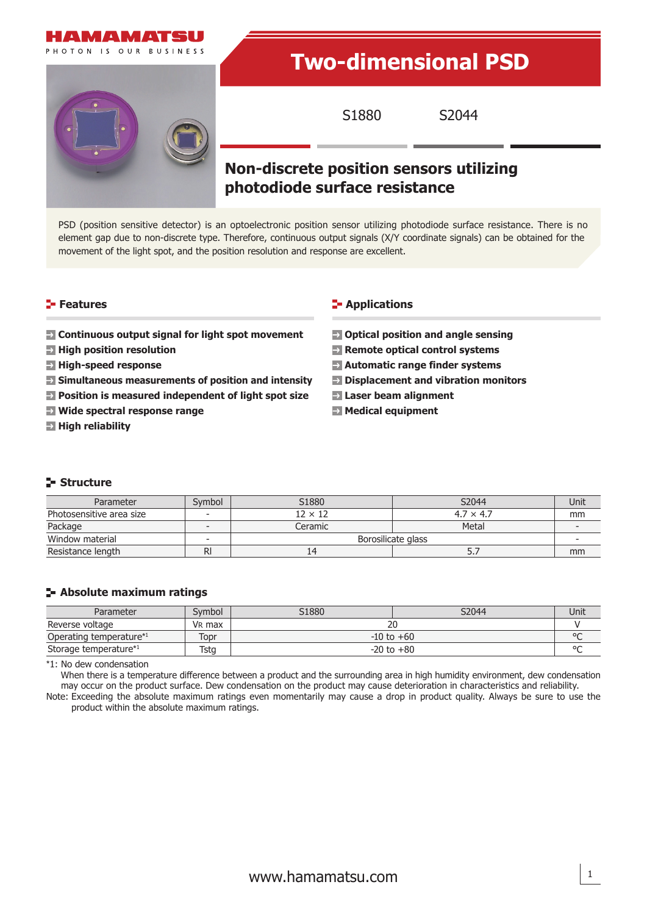# HAMAMATSU

PHOTON IS OUR BUSINESS

# Two-dimensional PSD

S1880 S2044

## Non-discrete position sensors utilizing photodiode surface resistance

PSD (position sensitive detector) is an optoelectronic position sensor utilizing photodiode surface resistance. There is no element gap due to non-discrete type. Therefore, continuous output signals (X/Y coordinate signals) can be obtained for the movement of the light spot, and the position resolution and response are excellent.

## Features

- **Continuous output signal for light spot movement**
- **High position resolution**
- **High-speed response**
- **Simultaneous measurements of position and intensity**
- **Position is measured independent of light spot size**
- **Wide spectral response range**
- **High reliability**

## Applications

- **Optical position and angle sensing**
- **Remote optical control systems**
- **Automatic range finder systems**
- **Displacement and vibration monitors**
- **Laser beam alignment**
- **Medical equipment**

## Structure

| Parameter | Symbol | S1880 | S2044 | Unit |
|---|---|---|---|---|
| Photosensitive area size | - | 12 × 12 | 4.7 × 4.7 | mm |
| Package | - | Ceramic | Metal | - |
| Window material | - | Borosilicate glass | | - |
| Resistance length | Rl | 14 | 5.7 | mm |

## Absolute maximum ratings

| Parameter | Symbol | S1880 | S2044 | Unit |
|---|---|---|---|---|
| Reverse voltage | $V_R$ max | 20 | | V |
| Operating temperature*1 | Topr | -10 to +60 | | °C |
| Storage temperature*1 | Tstg | -20 to +80 | | °C |

*1: No dew condensation
When there is a temperature difference between a product and the surrounding area in high humidity environment, dew condensation may occur on the product surface. Dew condensation on the product may cause deterioration in characteristics and reliability.

Note: Exceeding the absolute maximum ratings even momentarily may cause a drop in product quality. Always be sure to use the product within the absolute maximum ratings.

www.hamamatsu.com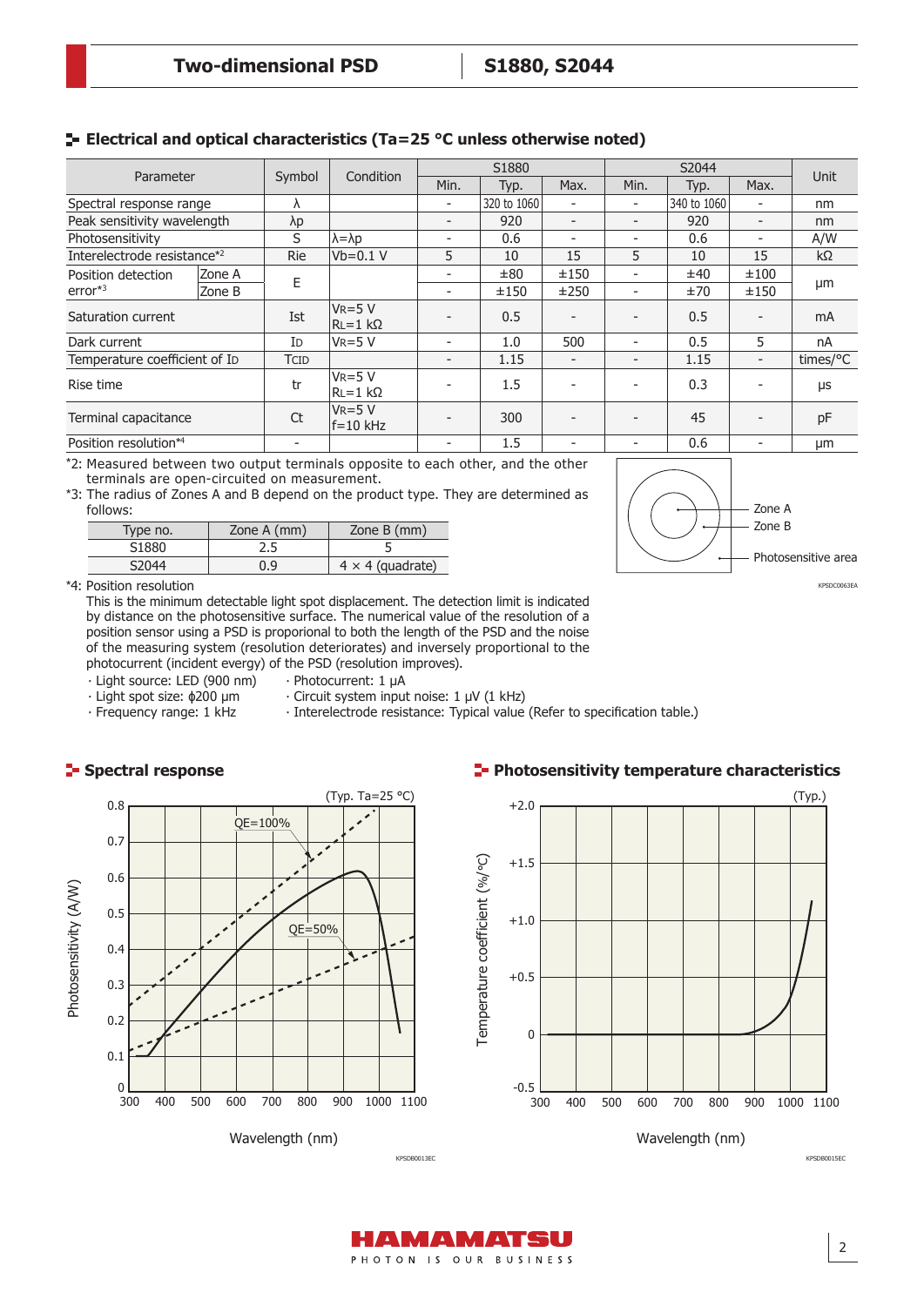## Electrical and optical characteristics (Ta=25 °C unless otherwise noted)

| Parameter | | Symbol | Condition | S1880 | | | S2044 | | | Unit |
|---|---|---|---|---|---|---|---|---|---|---|
| | | | | Min. | Typ. | Max. | Min. | Typ. | Max. | |
| Spectral response range | | λ | | - | 320 to 1060 | - | - | 340 to 1060 | - | nm |
| Peak sensitivity wavelength | | λp | | - | 920 | - | - | 920 | - | nm |
| Photosensitivity | | S | λ=λp | - | 0.6 | - | - | 0.6 | - | A/W |
| Interelectrode resistance*2 | | Rie | Vb=0.1 V | 5 | 10 | 15 | 5 | 10 | 15 | kΩ |
| Position detection error*3 | Zone A | E | | - | ±80 | ±150 | - | ±40 | ±100 | μm |
| | Zone B | | | - | ±150 | ±250 | - | ±70 | ±150 | |
| Saturation current | | Ist | $V_R$=5 V, $R_L$=1 kΩ | - | 0.5 | - | - | 0.5 | - | mA |
| Dark current | | $I_D$ | $V_R$=5 V | - | 1.0 | 500 | - | 0.5 | 5 | nA |
| Temperature coefficient of $I_D$ | | TCID | | - | 1.15 | - | - | 1.15 | - | times/°C |
| Rise time | | tr | $V_R$=5 V, $R_L$=1 kΩ | - | 1.5 | - | - | 0.3 | - | μs |
| Terminal capacitance | | Ct | $V_R$=5 V, f=10 kHz | - | 300 | - | - | 45 | - | pF |
| Position resolution*4 | | - | | - | 1.5 | - | - | 0.6 | - | μm |

*2: Measured between two output terminals opposite to each other, and the other terminals are open-circuited on measurement.

*3: The radius of Zones A and B depend on the product type. They are determined as follows:

| Type no. | Zone A (mm) | Zone B (mm) |
|---|---|---|
| S1880 | 2.5 | 5 |
| S2044 | 0.9 | 4 × 4 (quadrate) |

Zone A
Zone B
Photosensitive area

KPSDC0063EA

*4: Position resolution

This is the minimum detectable light spot displacement. The detection limit is indicated by distance on the photosensitive surface. The numerical value of the resolution of a position sensor using a PSD is proportional to both the length of the PSD and the noise of the measuring system (resolution deteriorates) and inversely proportional to the photocurrent (incident evergy) of the PSD (resolution improves).

- Light source: LED (900 nm)
- Light spot size: ϕ200 μm
- Frequency range: 1 kHz
- Photocurrent: 1 μA
- Circuit system input noise: 1 μV (1 kHz)
- Interelectrode resistance: Typical value (Refer to specification table.)

## Spectral response

(Typ. Ta=25 °C)

Photosensitivity (A/W) vs Wavelength (nm); QE=100%, QE=50%

KPSDB0013EC

## Photosensitivity temperature characteristics

(Typ.)

Temperature coefficient (%/°C) vs Wavelength (nm)

KPSDB0015EC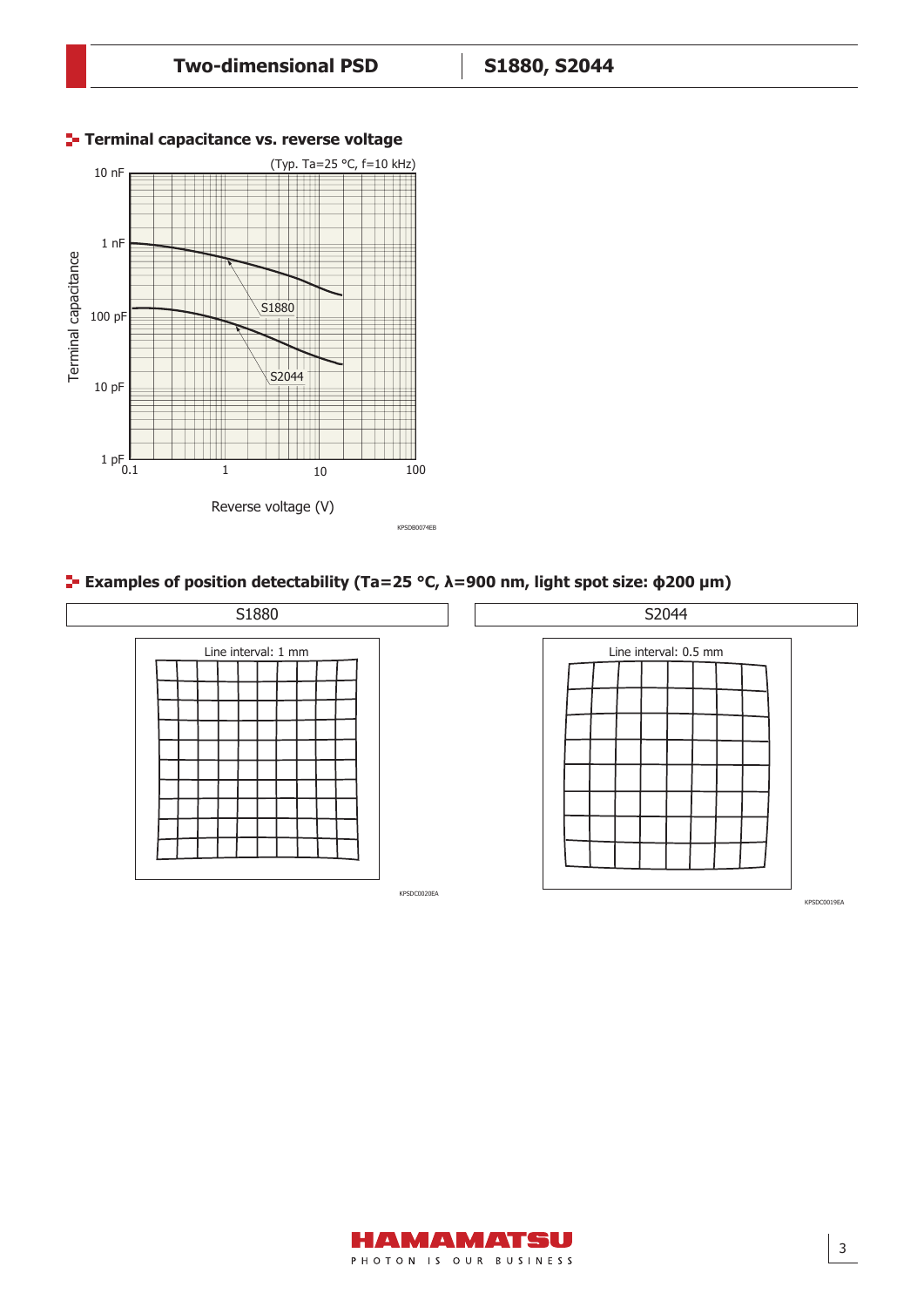## Terminal capacitance vs. reverse voltage

(Typ. Ta=25 °C, f=10 kHz)

Terminal capacitance

10 nF

1 nF

100 pF

10 pF

1 pF

0.1 1 10 100

Reverse voltage (V)

S1880

S2044

KPSDB0074EB

## Examples of position detectability (Ta=25 °C, λ=900 nm, light spot size: ϕ200 μm)

S1880

Line interval: 1 mm

KPSDC0020EA

S2044

Line interval: 0.5 mm

KPSDC0019EA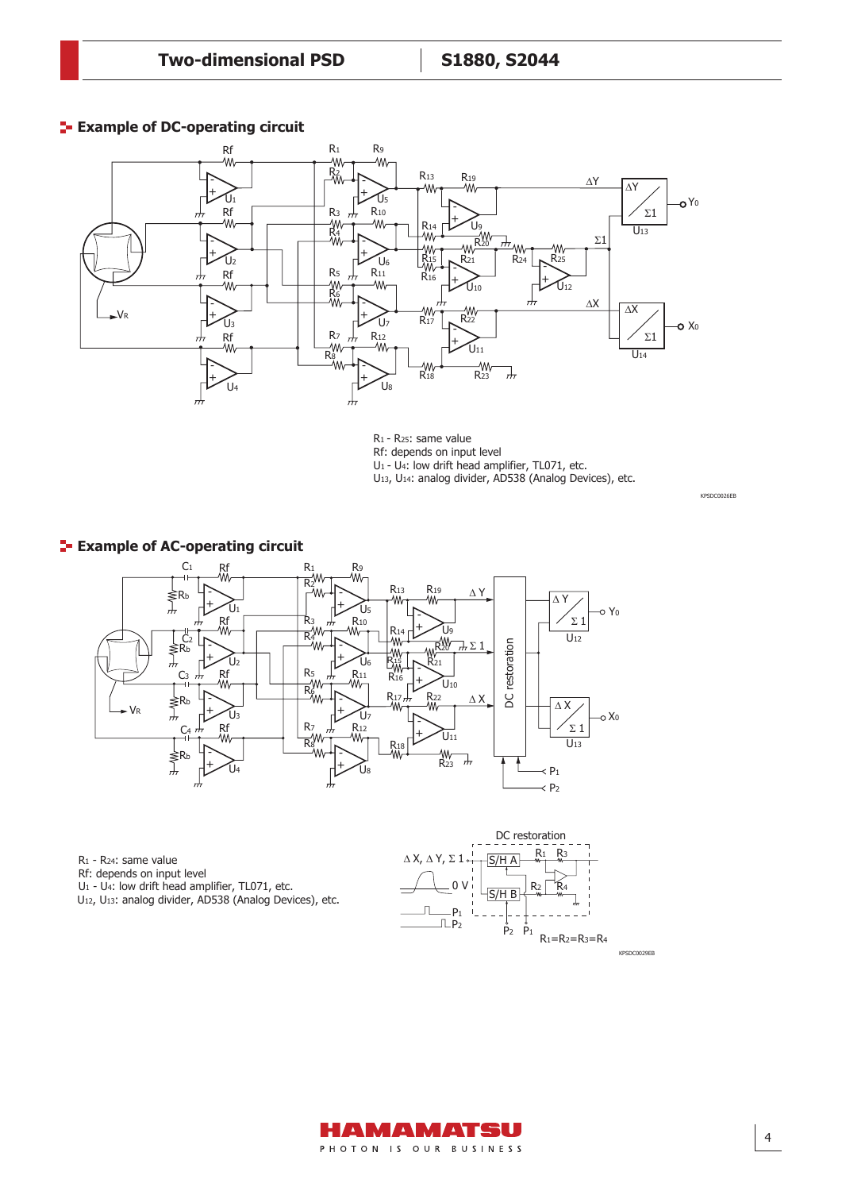## Example of DC-operating circuit

$R_1$ - $R_{25}$: same value
Rf: depends on input level
$U_1$ - $U_4$: low drift head amplifier, TL071, etc.
$U_{13}$, $U_{14}$: analog divider, AD538 (Analog Devices), etc.

KPSDC0026EB

## Example of AC-operating circuit

$R_1$ - $R_{24}$: same value
Rf: depends on input level
$U_1$ - $U_4$: low drift head amplifier, TL071, etc.
$U_{12}$, $U_{13}$: analog divider, AD538 (Analog Devices), etc.

DC restoration

$R_1=R_2=R_3=R_4$

KPSDC0029EB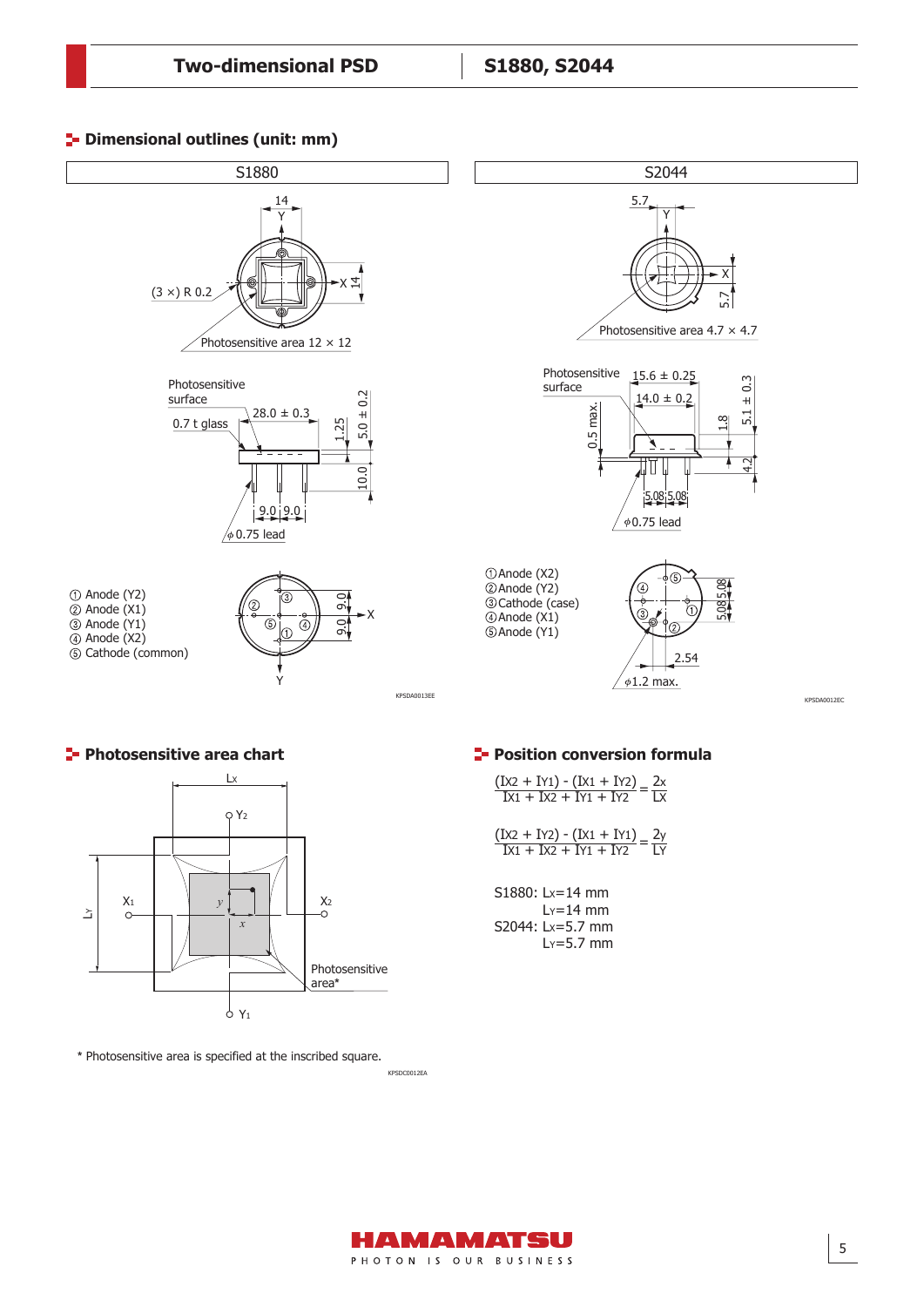## Dimensional outlines (unit: mm)

### S1880

(3 ×) R 0.2

Photosensitive area 12 × 12

Photosensitive surface

0.7 t glass

28.0 ± 0.3

1.25

5.0 ± 0.2

10.0

9.0 9.0

ϕ0.75 lead

① Anode (Y2)
② Anode (X1)
③ Anode (Y1)
④ Anode (X2)
⑤ Cathode (common)

KPSDA0013EE

### S2044

Photosensitive area 4.7 × 4.7

Photosensitive surface

15.6 ± 0.25

14.0 ± 0.2

0.5 max.

1.8

5.1 ± 0.3

4.2

5.08 5.08

ϕ0.75 lead

①Anode (X2)
②Anode (Y2)
③Cathode (case)
④Anode (X1)
⑤Anode (Y1)

2.54

ϕ1.2 max.

KPSDA0012EC

## Photosensitive area chart

Photosensitive area*

\* Photosensitive area is specified at the inscribed square.

KPSDC0012EA

## Position conversion formula

$$\frac{(I_{X2} + I_{Y1}) - (I_{X1} + I_{Y2})}{I_{X1} + I_{X2} + I_{Y1} + I_{Y2}} = \frac{2x}{L_X}$$

$$\frac{(I_{X2} + I_{Y2}) - (I_{X1} + I_{Y1})}{I_{X1} + I_{X2} + I_{Y1} + I_{Y2}} = \frac{2y}{L_Y}$$

S1880: $L_X$=14 mm
$L_Y$=14 mm
S2044: $L_X$=5.7 mm
$L_Y$=5.7 mm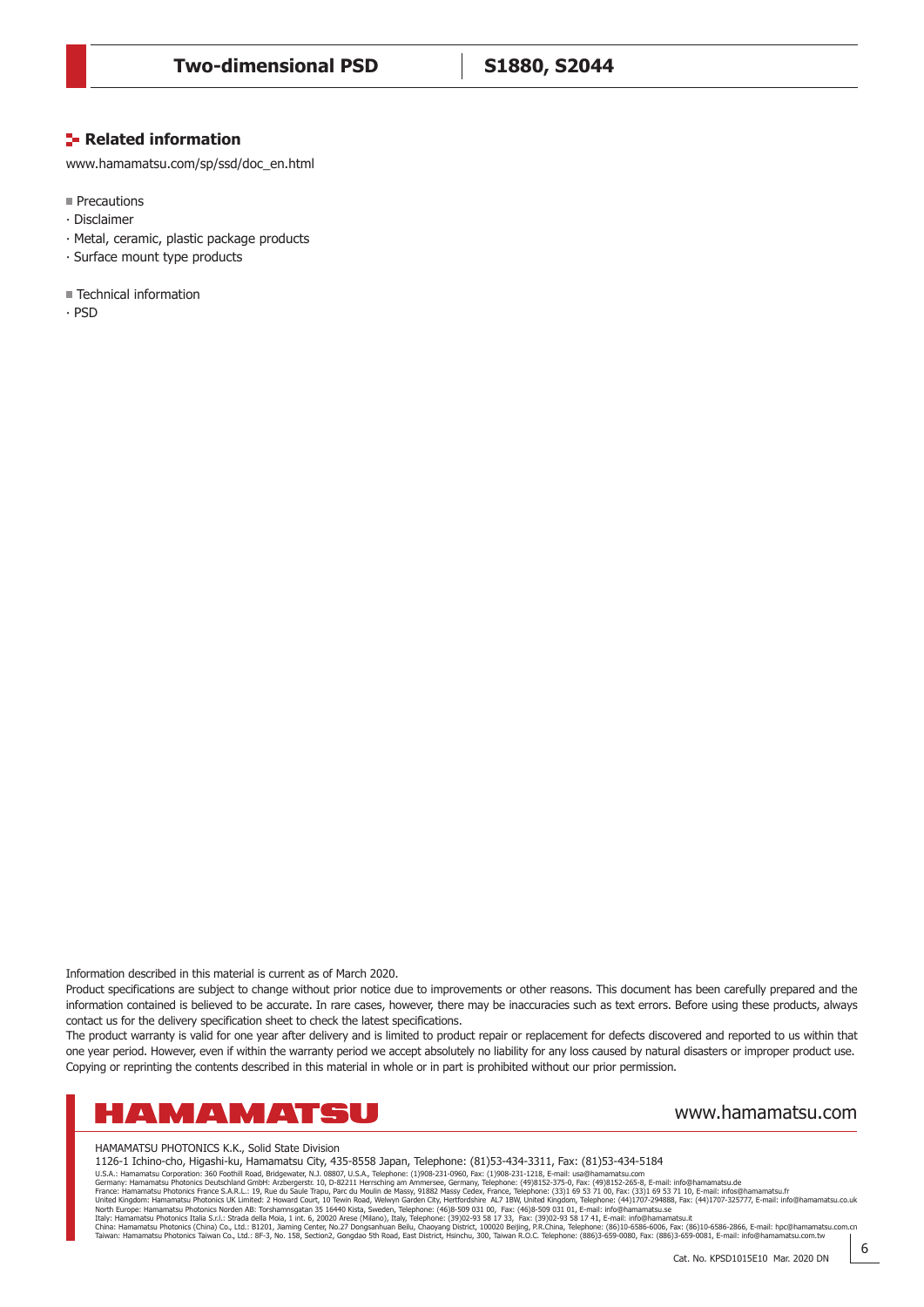## Related information

www.hamamatsu.com/sp/ssd/doc_en.html

- Precautions
- · Disclaimer
- · Metal, ceramic, plastic package products
- · Surface mount type products

- Technical information
- · PSD

Information described in this material is current as of March 2020.

Product specifications are subject to change without prior notice due to improvements or other reasons. This document has been carefully prepared and the information contained is believed to be accurate. In rare cases, however, there may be inaccuracies such as text errors. Before using these products, always contact us for the delivery specification sheet to check the latest specifications.

The product warranty is valid for one year after delivery and is limited to product repair or replacement for defects discovered and reported to us within that one year period. However, even if within the warranty period we accept absolutely no liability for any loss caused by natural disasters or improper product use.

Copying or reprinting the contents described in this material in whole or in part is prohibited without our prior permission.

**HAMAMATSU**

www.hamamatsu.com

HAMAMATSU PHOTONICS K.K., Solid State Division

1126-1 Ichino-cho, Higashi-ku, Hamamatsu City, 435-8558 Japan, Telephone: (81)53-434-3311, Fax: (81)53-434-5184

U.S.A.: Hamamatsu Corporation: 360 Foothill Road, Bridgewater, N.J. 08807, U.S.A., Telephone: (1)908-231-0960, Fax: (1)908-231-1218, E-mail: usa@hamamatsu.com
Germany: Hamamatsu Photonics Deutschland GmbH: Arzbergerstr. 10, D-82211 Herrsching am Ammersee, Germany, Telephone: (49)8152-375-0, Fax: (49)8152-265-8, E-mail: info@hamamatsu.de
France: Hamamatsu Photonics France S.A.R.L.: 19, Rue du Saule Trapu, Parc du Moulin de Massy, 91882 Massy Cedex, France, Telephone: (33)1 69 53 71 00, Fax: (33)1 69 53 71 10, E-mail: infos@hamamatsu.fr
United Kingdom: Hamamatsu Photonics UK Limited: 2 Howard Court, 10 Tewin Road, Welwyn Garden City, Hertfordshire AL7 1BW, United Kingdom, Telephone: (44)1707-294888, Fax: (44)1707-325777, E-mail: info@hamamatsu.co.uk
North Europe: Hamamatsu Photonics Norden AB: Torshamnsgatan 35 16440 Kista, Sweden, Telephone: (46)8-509 031 00, Fax: (46)8-509 031 01, E-mail: info@hamamatsu.se
Italy: Hamamatsu Photonics Italia S.r.l.: Strada della Moia, 1 int. 6, 20020 Arese (Milano), Italy, Telephone: (39)02-93 58 17 33, Fax: (39)02-93 58 17 41, E-mail: info@hamamatsu.it
China: Hamamatsu Photonics (China) Co., Ltd.: B1201, Jiaming Center, No.27 Dongsanhuan Beilu, Chaoyang District, 100020 Beijing, P.R.China, Telephone: (86)10-6586-6006, Fax: (86)10-6586-2866, E-mail: hpc@hamamatsu.com.cn
Taiwan: Hamamatsu Photonics Taiwan Co., Ltd.: 8F-3, No. 158, Section2, Gongdao 5th Road, East District, Hsinchu, 300, Taiwan R.O.C. Telephone: (886)3-659-0080, Fax: (886)3-659-0081, E-mail: info@hamamatsu.com.tw

Cat. No. KPSD1015E10 Mar. 2020 DN